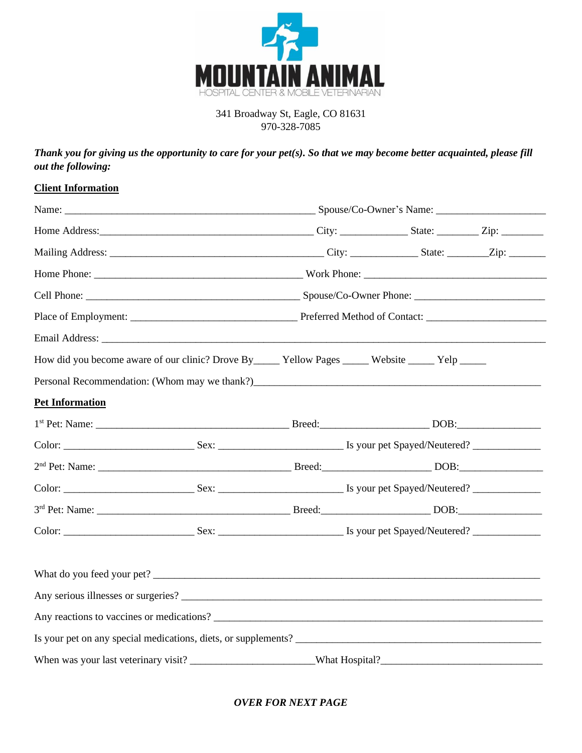# MOUNTAIN ANIMAL

HOSPITAL CENTER & MOBILE VETERINARIAN

341 Broadway St, Eagle, CO 81631
970-328-7085

***Thank you for giving us the opportunity to care for your pet(s). So that we may become better acquainted, please fill out the following:***

## Client Information

Name: ______________________________________________ Spouse/Co-Owner's Name: ____________________

Home Address:_______________________________________ City: ____________ State: _______ Zip: _______

Mailing Address: _____________________________________ City: ____________ State: _______Zip: _______

Home Phone: _____________________________________ Work Phone: _________________________________

Cell Phone: _______________________________________ Spouse/Co-Owner Phone: _______________________

Place of Employment: _____________________________ Preferred Method of Contact: _____________________

Email Address: ________________________________________________________________________________

How did you become aware of our clinic? Drove By_____ Yellow Pages _____ Website _____ Yelp _____

Personal Recommendation: (Whom may we thank?)_____________________________________________________

## Pet Information

1st Pet: Name: ___________________________________ Breed:____________________ DOB:_______________

Color: _______________________ Sex: ______________________ Is your pet Spayed/Neutered? ____________

2nd Pet: Name: ___________________________________ Breed:____________________ DOB:_______________

Color: _______________________ Sex: ______________________ Is your pet Spayed/Neutered? ____________

3rd Pet: Name: ___________________________________ Breed:____________________ DOB:_______________

Color: _______________________ Sex: ______________________ Is your pet Spayed/Neutered? ____________

What do you feed your pet? ______________________________________________________________________

Any serious illnesses or surgeries? _________________________________________________________________

Any reactions to vaccines or medications? ___________________________________________________________

Is your pet on any special medications, diets, or supplements? ___________________________________________

When was your last veterinary visit? ______________________What Hospital?_____________________________

***OVER FOR NEXT PAGE***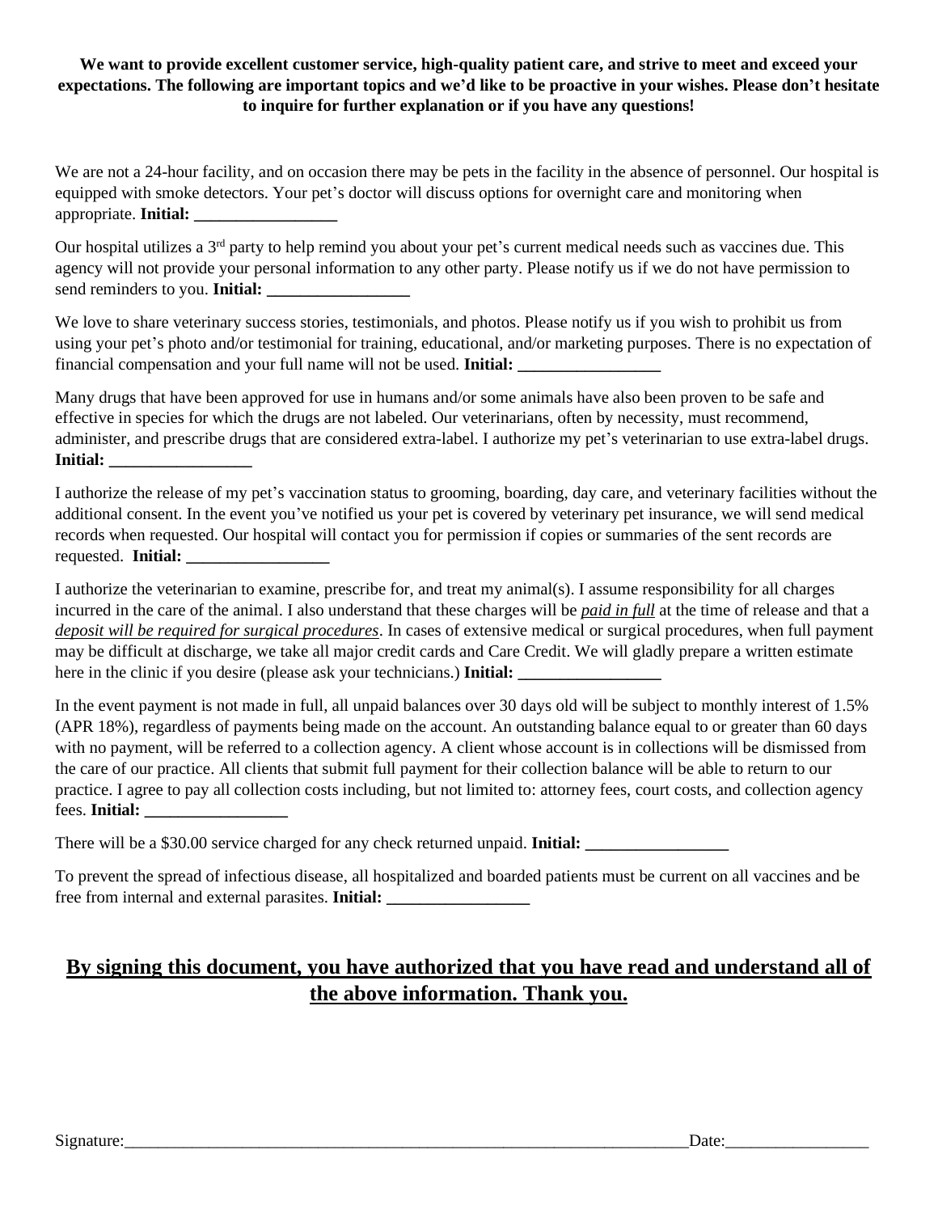**We want to provide excellent customer service, high-quality patient care, and strive to meet and exceed your expectations. The following are important topics and we'd like to be proactive in your wishes. Please don't hesitate to inquire for further explanation or if you have any questions!**

We are not a 24-hour facility, and on occasion there may be pets in the facility in the absence of personnel. Our hospital is equipped with smoke detectors. Your pet's doctor will discuss options for overnight care and monitoring when appropriate. **Initial: _________________**

Our hospital utilizes a 3rd party to help remind you about your pet's current medical needs such as vaccines due. This agency will not provide your personal information to any other party. Please notify us if we do not have permission to send reminders to you. **Initial: _________________**

We love to share veterinary success stories, testimonials, and photos. Please notify us if you wish to prohibit us from using your pet's photo and/or testimonial for training, educational, and/or marketing purposes. There is no expectation of financial compensation and your full name will not be used. **Initial: _________________**

Many drugs that have been approved for use in humans and/or some animals have also been proven to be safe and effective in species for which the drugs are not labeled. Our veterinarians, often by necessity, must recommend, administer, and prescribe drugs that are considered extra-label. I authorize my pet's veterinarian to use extra-label drugs. **Initial: _________________**

I authorize the release of my pet's vaccination status to grooming, boarding, day care, and veterinary facilities without the additional consent. In the event you've notified us your pet is covered by veterinary pet insurance, we will send medical records when requested. Our hospital will contact you for permission if copies or summaries of the sent records are requested. **Initial: _________________**

I authorize the veterinarian to examine, prescribe for, and treat my animal(s). I assume responsibility for all charges incurred in the care of the animal. I also understand that these charges will be ***paid in full*** at the time of release and that a ***deposit will be required for surgical procedures***. In cases of extensive medical or surgical procedures, when full payment may be difficult at discharge, we take all major credit cards and Care Credit. We will gladly prepare a written estimate here in the clinic if you desire (please ask your technicians.) **Initial: _________________**

In the event payment is not made in full, all unpaid balances over 30 days old will be subject to monthly interest of 1.5% (APR 18%), regardless of payments being made on the account. An outstanding balance equal to or greater than 60 days with no payment, will be referred to a collection agency. A client whose account is in collections will be dismissed from the care of our practice. All clients that submit full payment for their collection balance will be able to return to our practice. I agree to pay all collection costs including, but not limited to: attorney fees, court costs, and collection agency fees. **Initial: _________________**

There will be a $30.00 service charged for any check returned unpaid. **Initial: _________________**

To prevent the spread of infectious disease, all hospitalized and boarded patients must be current on all vaccines and be free from internal and external parasites. **Initial: _________________**

## By signing this document, you have authorized that you have read and understand all of the above information. Thank you.

Signature:_______________________________________________________________________Date:_________________